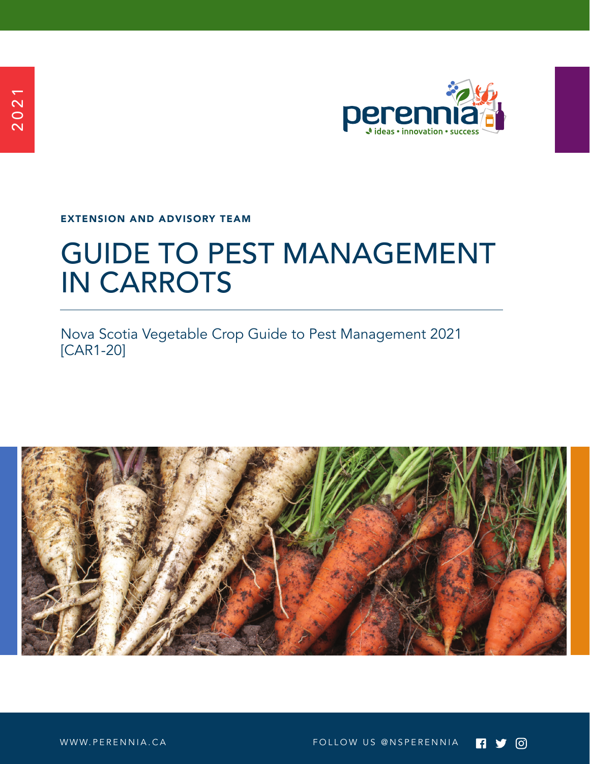2021

perennia

ideas • innovation • success

EXTENSION AND ADVISORY TEAM

# GUIDE TO PEST MANAGEMENT IN CARROTS

Nova Scotia Vegetable Crop Guide to Pest Management 2021 [CAR1-20]

WWW.PERENNIA.CA

FOLLOW US @NSPERENNIA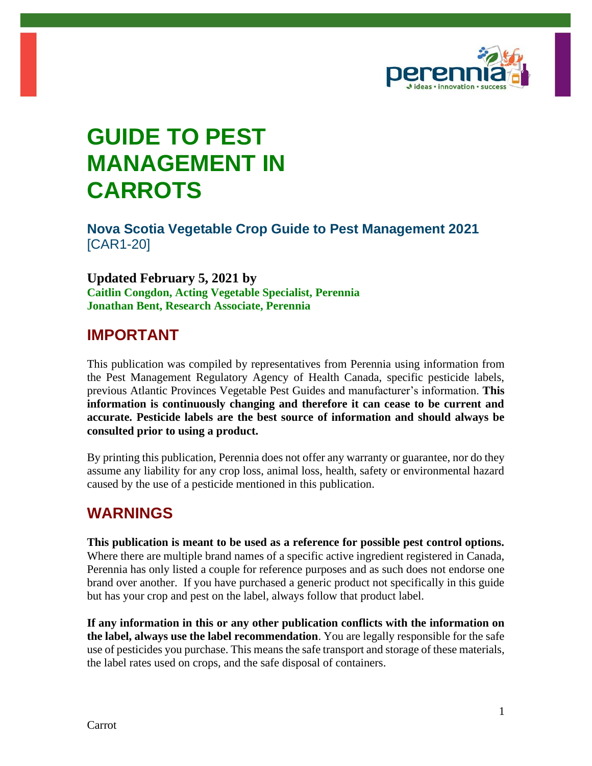# GUIDE TO PEST MANAGEMENT IN CARROTS

### Nova Scotia Vegetable Crop Guide to Pest Management 2021

[CAR1-20]

**Updated February 5, 2021 by**
**Caitlin Congdon, Acting Vegetable Specialist, Perennia**
**Jonathan Bent, Research Associate, Perennia**

## IMPORTANT

This publication was compiled by representatives from Perennia using information from the Pest Management Regulatory Agency of Health Canada, specific pesticide labels, previous Atlantic Provinces Vegetable Pest Guides and manufacturer's information. **This information is continuously changing and therefore it can cease to be current and accurate. Pesticide labels are the best source of information and should always be consulted prior to using a product.**

By printing this publication, Perennia does not offer any warranty or guarantee, nor do they assume any liability for any crop loss, animal loss, health, safety or environmental hazard caused by the use of a pesticide mentioned in this publication.

## WARNINGS

**This publication is meant to be used as a reference for possible pest control options.** Where there are multiple brand names of a specific active ingredient registered in Canada, Perennia has only listed a couple for reference purposes and as such does not endorse one brand over another. If you have purchased a generic product not specifically in this guide but has your crop and pest on the label, always follow that product label.

**If any information in this or any other publication conflicts with the information on the label, always use the label recommendation**. You are legally responsible for the safe use of pesticides you purchase. This means the safe transport and storage of these materials, the label rates used on crops, and the safe disposal of containers.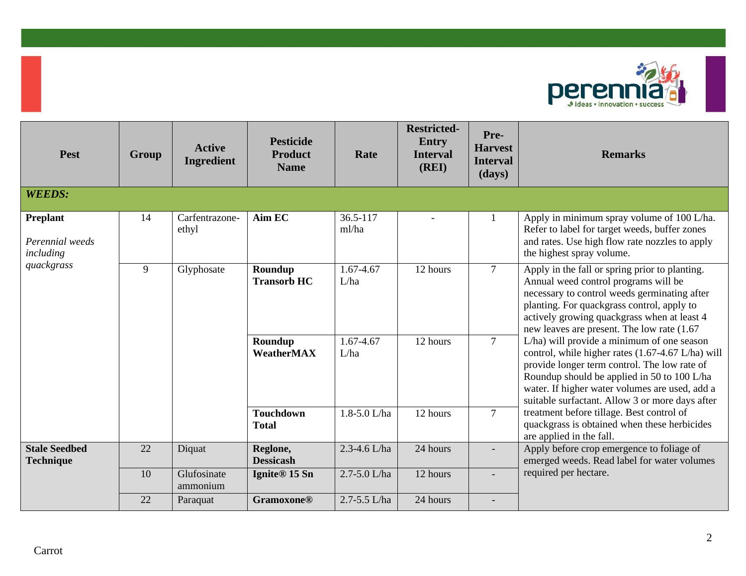| Pest | Group | Active Ingredient | Pesticide Product Name | Rate | Restricted-Entry Interval (REI) | Pre-Harvest Interval (days) | Remarks |
|---|---|---|---|---|---|---|---|
| ***WEEDS:*** | | | | | | | |
| **Preplant** *Perennial weeds including quackgrass* | 14 | Carfentrazone-ethyl | **Aim EC** | 36.5-117 ml/ha | - | 1 | Apply in minimum spray volume of 100 L/ha. Refer to label for target weeds, buffer zones and rates. Use high flow rate nozzles to apply the highest spray volume. |
| | 9 | Glyphosate | **Roundup Transorb HC** | 1.67-4.67 L/ha | 12 hours | 7 | Apply in the fall or spring prior to planting. Annual weed control programs will be necessary to control weeds germinating after planting. For quackgrass control, apply to actively growing quackgrass when at least 4 new leaves are present. The low rate (1.67 L/ha) will provide a minimum of one season control, while higher rates (1.67-4.67 L/ha) will provide longer term control. The low rate of Roundup should be applied in 50 to 100 L/ha water. If higher water volumes are used, add a suitable surfactant. Allow 3 or more days after treatment before tillage. Best control of quackgrass is obtained when these herbicides are applied in the fall. |
| | | | **Roundup WeatherMAX** | 1.67-4.67 L/ha | 12 hours | 7 | |
| | | | **Touchdown Total** | 1.8-5.0 L/ha | 12 hours | 7 | |
| **Stale Seedbed Technique** | 22 | Diquat | **Reglone, Dessicash** | 2.3-4.6 L/ha | 24 hours | - | Apply before crop emergence to foliage of emerged weeds. Read label for water volumes required per hectare. |
| | 10 | Glufosinate ammonium | **Ignite® 15 Sn** | 2.7-5.0 L/ha | 12 hours | - | |
| | 22 | Paraquat | **Gramoxone®** | 2.7-5.5 L/ha | 24 hours | - | |

Carrot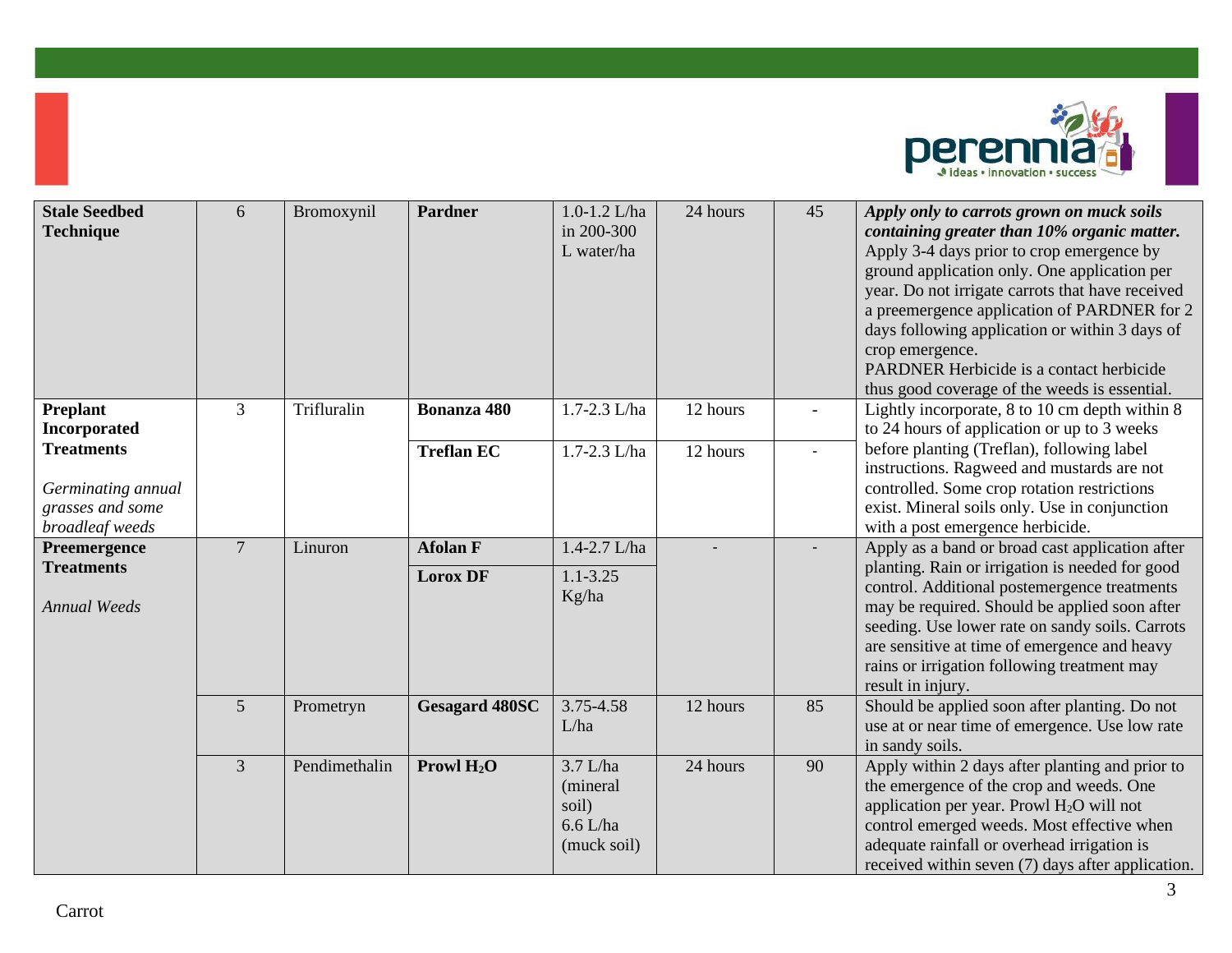| | | | | | | | |
|---|---|---|---|---|---|---|---|
| **Stale Seedbed Technique** | 6 | Bromoxynil | **Pardner** | 1.0-1.2 L/ha in 200-300 L water/ha | 24 hours | 45 | ***Apply only to carrots grown on muck soils containing greater than 10% organic matter.*** Apply 3-4 days prior to crop emergence by ground application only. One application per year. Do not irrigate carrots that have received a preemergence application of PARDNER for 2 days following application or within 3 days of crop emergence. PARDNER Herbicide is a contact herbicide thus good coverage of the weeds is essential. |
| **Preplant Incorporated Treatments** *Germinating annual grasses and some broadleaf weeds* | 3 | Trifluralin | **Bonanza 480** | 1.7-2.3 L/ha | 12 hours | - | Lightly incorporate, 8 to 10 cm depth within 8 to 24 hours of application or up to 3 weeks before planting (Treflan), following label instructions. Ragweed and mustards are not controlled. Some crop rotation restrictions exist. Mineral soils only. Use in conjunction with a post emergence herbicide. |
| | | | **Treflan EC** | 1.7-2.3 L/ha | 12 hours | - | |
| **Preemergence Treatments** *Annual Weeds* | 7 | Linuron | **Afolan F** | 1.4-2.7 L/ha | - | - | Apply as a band or broad cast application after planting. Rain or irrigation is needed for good control. Additional postemergence treatments may be required. Should be applied soon after seeding. Use lower rate on sandy soils. Carrots are sensitive at time of emergence and heavy rains or irrigation following treatment may result in injury. |
| | | | **Lorox DF** | 1.1-3.25 Kg/ha | | | |
| | 5 | Prometryn | **Gesagard 480SC** | 3.75-4.58 L/ha | 12 hours | 85 | Should be applied soon after planting. Do not use at or near time of emergence. Use low rate in sandy soils. |
| | 3 | Pendimethalin | **Prowl $H_2O$** | 3.7 L/ha (mineral soil) 6.6 L/ha (muck soil) | 24 hours | 90 | Apply within 2 days after planting and prior to the emergence of the crop and weeds. One application per year. Prowl $H_2O$ will not control emerged weeds. Most effective when adequate rainfall or overhead irrigation is received within seven (7) days after application. |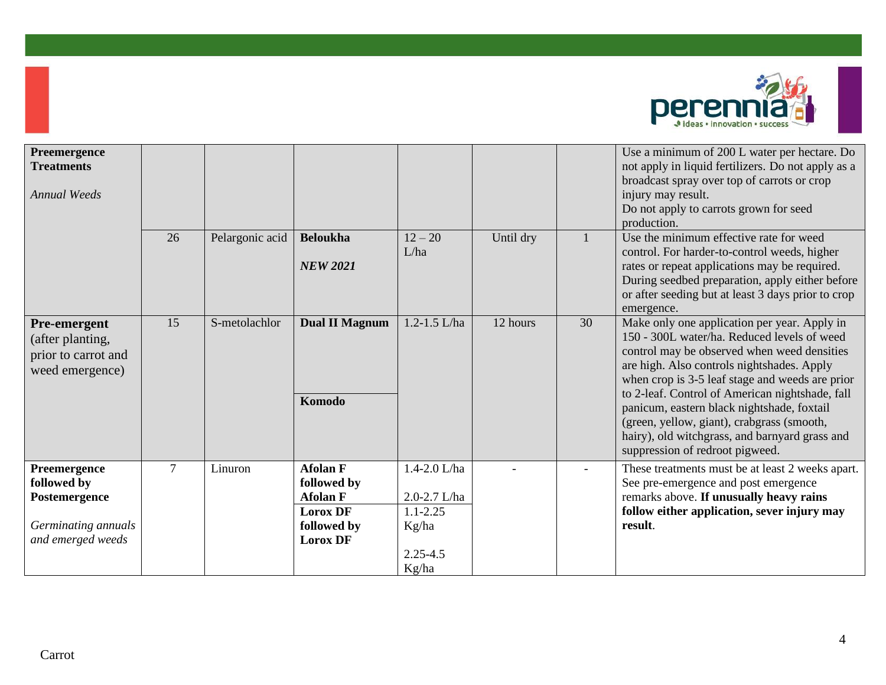| | | | | | | | |
|---|---|---|---|---|---|---|---|
| **Preemergence Treatments**<br><br>*Annual Weeds* | | | | | | | Use a minimum of 200 L water per hectare. Do not apply in liquid fertilizers. Do not apply as a broadcast spray over top of carrots or crop injury may result.<br>Do not apply to carrots grown for seed production. |
| | 26 | Pelargonic acid | **Beloukha**<br><br>***NEW 2021*** | 12 – 20 L/ha | Until dry | 1 | Use the minimum effective rate for weed control. For harder-to-control weeds, higher rates or repeat applications may be required. During seedbed preparation, apply either before or after seeding but at least 3 days prior to crop emergence. |
| **Pre-emergent** (after planting, prior to carrot and weed emergence) | 15 | S-metolachlor | **Dual II Magnum**<br><br>**Komodo** | 1.2-1.5 L/ha | 12 hours | 30 | Make only one application per year. Apply in 150 - 300L water/ha. Reduced levels of weed control may be observed when weed densities are high. Also controls nightshades. Apply when crop is 3-5 leaf stage and weeds are prior to 2-leaf. Control of American nightshade, fall panicum, eastern black nightshade, foxtail (green, yellow, giant), crabgrass (smooth, hairy), old witchgrass, and barnyard grass and suppression of redroot pigweed. |
| **Preemergence followed by Postemergence**<br><br>*Germinating annuals and emerged weeds* | 7 | Linuron | **Afolan F followed by Afolan F**<br><br>**Lorox DF followed by Lorox DF** | 1.4-2.0 L/ha<br><br>2.0-2.7 L/ha<br><br>1.1-2.25 Kg/ha<br><br>2.25-4.5 Kg/ha | - | - | These treatments must be at least 2 weeks apart. See pre-emergence and post emergence remarks above. **If unusually heavy rains follow either application, sever injury may result**. |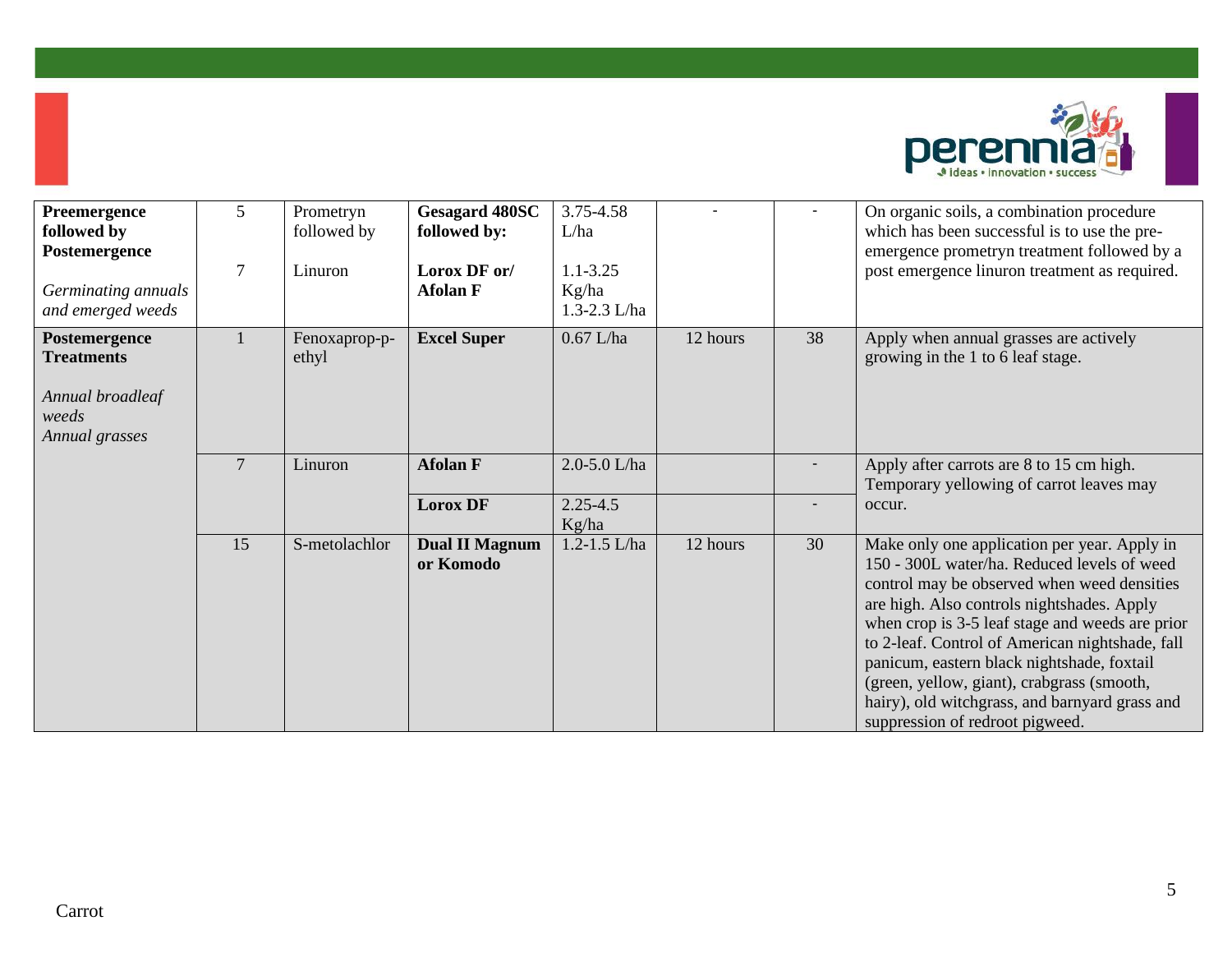| | | | | | | | |
|---|---|---|---|---|---|---|---|
| **Preemergence followed by Postemergence**<br><br>*Germinating annuals and emerged weeds* | 5<br><br>7 | Prometryn followed by<br><br>Linuron | **Gesagard 480SC followed by:**<br><br>**Lorox DF or/ Afolan F** | 3.75-4.58 L/ha<br><br>1.1-3.25 Kg/ha<br>1.3-2.3 L/ha | - | - | On organic soils, a combination procedure which has been successful is to use the pre-emergence prometryn treatment followed by a post emergence linuron treatment as required. |
| **Postemergence Treatments**<br><br>*Annual broadleaf weeds*<br>*Annual grasses* | 1 | Fenoxaprop-p-ethyl | **Excel Super** | 0.67 L/ha | 12 hours | 38 | Apply when annual grasses are actively growing in the 1 to 6 leaf stage. |
| | 7 | Linuron | **Afolan F** | 2.0-5.0 L/ha | | - | Apply after carrots are 8 to 15 cm high. Temporary yellowing of carrot leaves may occur. |
| | | | **Lorox DF** | 2.25-4.5 Kg/ha | | - | |
| | 15 | S-metolachlor | **Dual II Magnum or Komodo** | 1.2-1.5 L/ha | 12 hours | 30 | Make only one application per year. Apply in 150 - 300L water/ha. Reduced levels of weed control may be observed when weed densities are high. Also controls nightshades. Apply when crop is 3-5 leaf stage and weeds are prior to 2-leaf. Control of American nightshade, fall panicum, eastern black nightshade, foxtail (green, yellow, giant), crabgrass (smooth, hairy), old witchgrass, and barnyard grass and suppression of redroot pigweed. |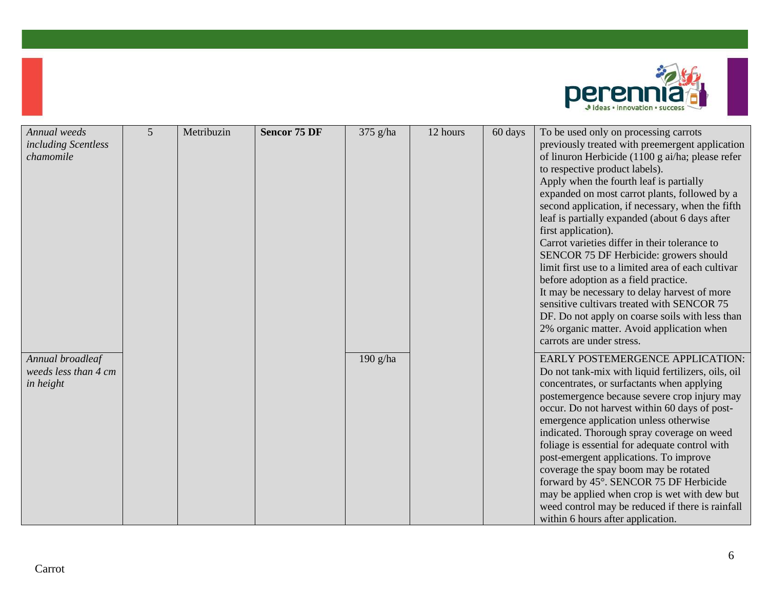| | | | | | | | |
|---|---|---|---|---|---|---|---|
| *Annual weeds including Scentless chamomile* | 5 | Metribuzin | **Sencor 75 DF** | 375 g/ha | 12 hours | 60 days | To be used only on processing carrots previously treated with preemergent application of linuron Herbicide (1100 g ai/ha; please refer to respective product labels). Apply when the fourth leaf is partially expanded on most carrot plants, followed by a second application, if necessary, when the fifth leaf is partially expanded (about 6 days after first application). Carrot varieties differ in their tolerance to SENCOR 75 DF Herbicide: growers should limit first use to a limited area of each cultivar before adoption as a field practice. It may be necessary to delay harvest of more sensitive cultivars treated with SENCOR 75 DF. Do not apply on coarse soils with less than 2% organic matter. Avoid application when carrots are under stress. |
| *Annual broadleaf weeds less than 4 cm in height* | | | | 190 g/ha | | | EARLY POSTEMERGENCE APPLICATION: Do not tank-mix with liquid fertilizers, oils, oil concentrates, or surfactants when applying postemergence because severe crop injury may occur. Do not harvest within 60 days of post-emergence application unless otherwise indicated. Thorough spray coverage on weed foliage is essential for adequate control with post-emergent applications. To improve coverage the spay boom may be rotated forward by 45°. SENCOR 75 DF Herbicide may be applied when crop is wet with dew but weed control may be reduced if there is rainfall within 6 hours after application. |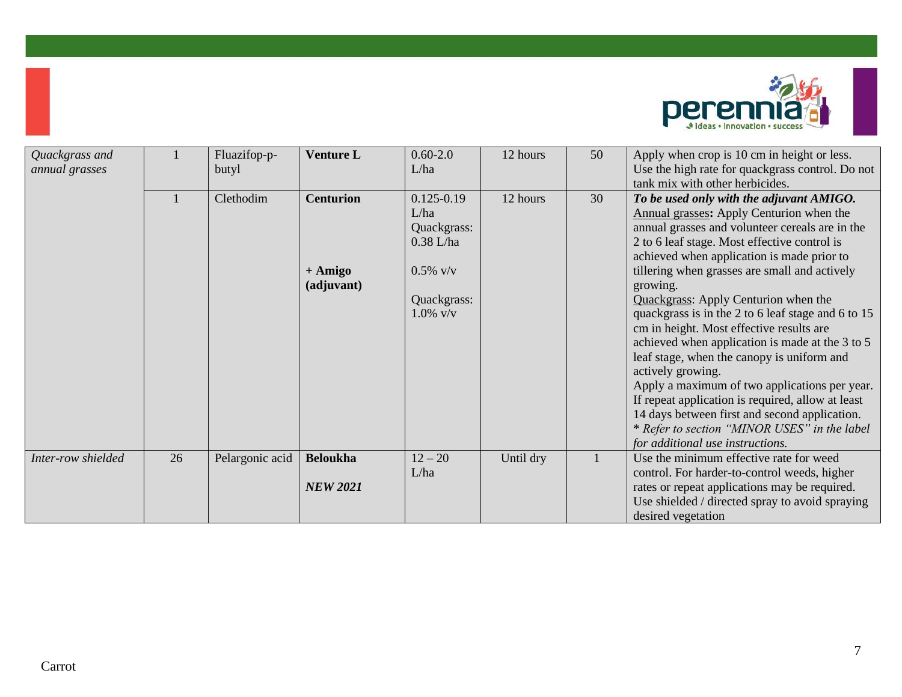| *Quackgrass and annual grasses* | 1 | Fluazifop-p-butyl | **Venture L** | 0.60-2.0 L/ha | 12 hours | 50 | Apply when crop is 10 cm in height or less. Use the high rate for quackgrass control. Do not tank mix with other herbicides. |
|---|---|---|---|---|---|---|---|
| | 1 | Clethodim | **Centurion**<br><br>**+ Amigo (adjuvant)** | 0.125-0.19 L/ha<br>Quackgrass: 0.38 L/ha<br><br>0.5% v/v<br><br>Quackgrass: 1.0% v/v | 12 hours | 30 | ***To be used only with the adjuvant AMIGO.***<br>Annual grasses**:** Apply Centurion when the annual grasses and volunteer cereals are in the 2 to 6 leaf stage. Most effective control is achieved when application is made prior to tillering when grasses are small and actively growing.<br>Quackgrass: Apply Centurion when the quackgrass is in the 2 to 6 leaf stage and 6 to 15 cm in height. Most effective results are achieved when application is made at the 3 to 5 leaf stage, when the canopy is uniform and actively growing.<br>Apply a maximum of two applications per year. If repeat application is required, allow at least 14 days between first and second application.<br>* *Refer to section "MINOR USES" in the label for additional use instructions.* |
| *Inter-row shielded* | 26 | Pelargonic acid | **Beloukha**<br><br>***NEW 2021*** | 12 – 20 L/ha | Until dry | 1 | Use the minimum effective rate for weed control. For harder-to-control weeds, higher rates or repeat applications may be required. Use shielded / directed spray to avoid spraying desired vegetation |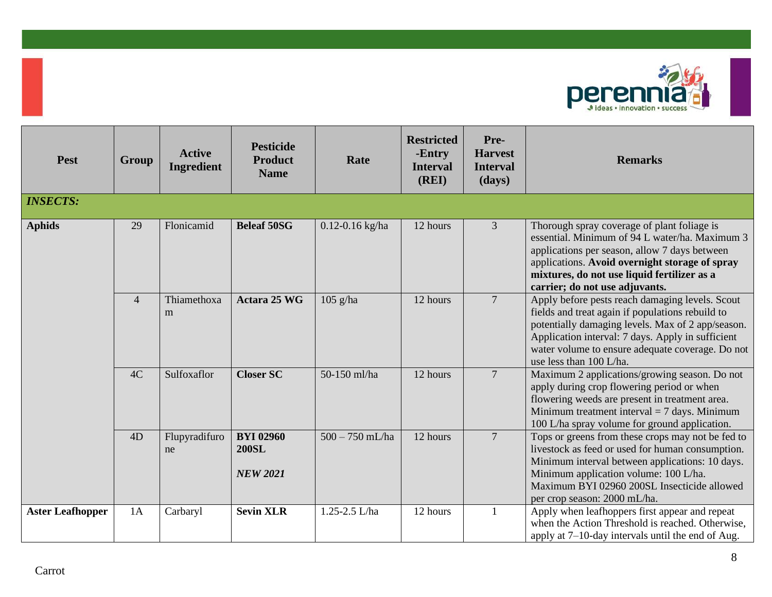| Pest | Group | Active Ingredient | Pesticide Product Name | Rate | Restricted -Entry Interval (REI) | Pre-Harvest Interval (days) | Remarks |
|---|---|---|---|---|---|---|---|
| ***INSECTS:*** | | | | | | | |
| **Aphids** | 29 | Flonicamid | **Beleaf 50SG** | 0.12-0.16 kg/ha | 12 hours | 3 | Thorough spray coverage of plant foliage is essential. Minimum of 94 L water/ha. Maximum 3 applications per season, allow 7 days between applications. **Avoid overnight storage of spray mixtures, do not use liquid fertilizer as a carrier; do not use adjuvants.** |
| | 4 | Thiamethoxam | **Actara 25 WG** | 105 g/ha | 12 hours | 7 | Apply before pests reach damaging levels. Scout fields and treat again if populations rebuild to potentially damaging levels. Max of 2 app/season. Application interval: 7 days. Apply in sufficient water volume to ensure adequate coverage. Do not use less than 100 L/ha. |
| | 4C | Sulfoxaflor | **Closer SC** | 50-150 ml/ha | 12 hours | 7 | Maximum 2 applications/growing season. Do not apply during crop flowering period or when flowering weeds are present in treatment area. Minimum treatment interval = 7 days. Minimum 100 L/ha spray volume for ground application. |
| | 4D | Flupyradifurone | **BYI 02960 200SL** ***NEW 2021*** | 500 – 750 mL/ha | 12 hours | 7 | Tops or greens from these crops may not be fed to livestock as feed or used for human consumption. Minimum interval between applications: 10 days. Minimum application volume: 100 L/ha. Maximum BYI 02960 200SL Insecticide allowed per crop season: 2000 mL/ha. |
| **Aster Leafhopper** | 1A | Carbaryl | **Sevin XLR** | 1.25-2.5 L/ha | 12 hours | 1 | Apply when leafhoppers first appear and repeat when the Action Threshold is reached. Otherwise, apply at 7–10-day intervals until the end of Aug. |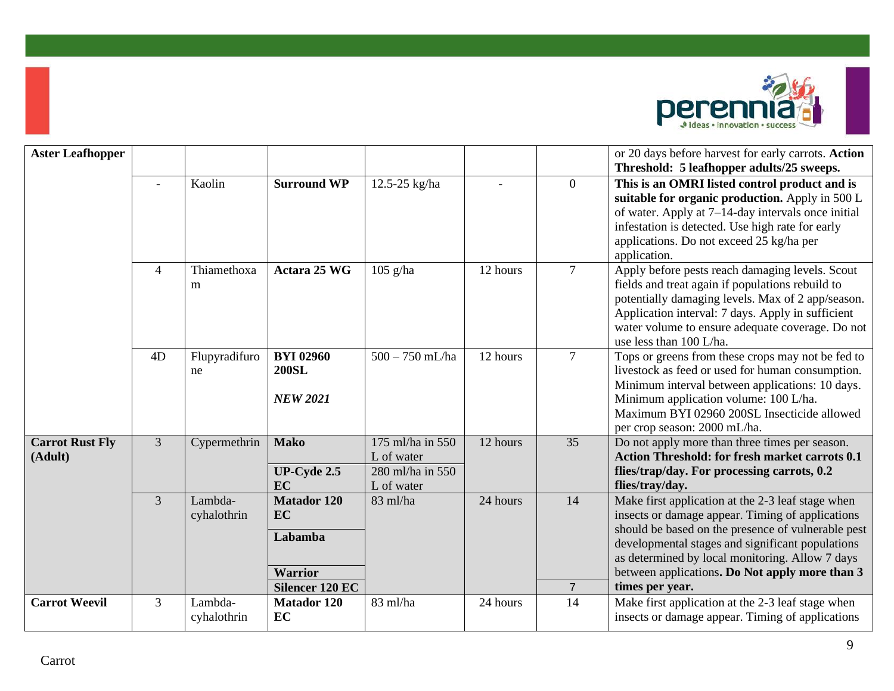| | | | | | | | |
|---|---|---|---|---|---|---|---|
| **Aster Leafhopper** | | | | | | | or 20 days before harvest for early carrots. **Action Threshold: 5 leafhopper adults/25 sweeps.** |
| | - | Kaolin | **Surround WP** | 12.5-25 kg/ha | - | 0 | **This is an OMRI listed control product and is suitable for organic production.** Apply in 500 L of water. Apply at 7–14-day intervals once initial infestation is detected. Use high rate for early applications. Do not exceed 25 kg/ha per application. |
| | 4 | Thiamethoxam | **Actara 25 WG** | 105 g/ha | 12 hours | 7 | Apply before pests reach damaging levels. Scout fields and treat again if populations rebuild to potentially damaging levels. Max of 2 app/season. Application interval: 7 days. Apply in sufficient water volume to ensure adequate coverage. Do not use less than 100 L/ha. |
| | 4D | Flupyradifurone | **BYI 02960 200SL** ***NEW 2021*** | 500 – 750 mL/ha | 12 hours | 7 | Tops or greens from these crops may not be fed to livestock as feed or used for human consumption. Minimum interval between applications: 10 days. Minimum application volume: 100 L/ha. Maximum BYI 02960 200SL Insecticide allowed per crop season: 2000 mL/ha. |
| **Carrot Rust Fly (Adult)** | 3 | Cypermethrin | **Mako** | 175 ml/ha in 550 L of water | 12 hours | 35 | Do not apply more than three times per season. **Action Threshold: for fresh market carrots 0.1 flies/trap/day. For processing carrots, 0.2 flies/tray/day.** |
| | | | **UP-Cyde 2.5 EC** | 280 ml/ha in 550 L of water | | | |
| | 3 | Lambda-cyhalothrin | **Matador 120 EC** | 83 ml/ha | 24 hours | 14 | Make first application at the 2-3 leaf stage when insects or damage appear. Timing of applications should be based on the presence of vulnerable pest developmental stages and significant populations as determined by local monitoring. Allow 7 days between applications**. Do Not apply more than 3 times per year.** |
| | | | **Labamba** | | | | |
| | | | **Warrior** | | | | |
| | | | **Silencer 120 EC** | | | 7 | |
| **Carrot Weevil** | 3 | Lambda-cyhalothrin | **Matador 120 EC** | 83 ml/ha | 24 hours | 14 | Make first application at the 2-3 leaf stage when insects or damage appear. Timing of applications |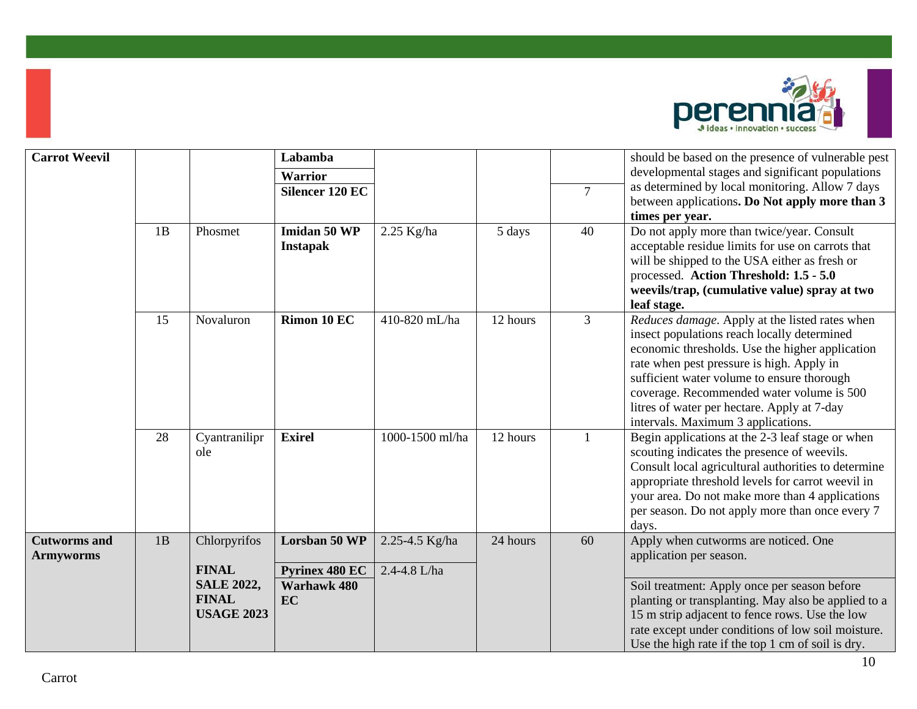| | | | | | | | |
|---|---|---|---|---|---|---|---|
| **Carrot Weevil** | | | **Labamba** | | | | should be based on the presence of vulnerable pest developmental stages and significant populations as determined by local monitoring. Allow 7 days between applications**. Do Not apply more than 3 times per year.** |
| | | | **Warrior** | | | | |
| | | | **Silencer 120 EC** | | | 7 | |
| | 1B | Phosmet | **Imidan 50 WP Instapak** | 2.25 Kg/ha | 5 days | 40 | Do not apply more than twice/year. Consult acceptable residue limits for use on carrots that will be shipped to the USA either as fresh or processed. **Action Threshold: 1.5 - 5.0 weevils/trap, (cumulative value) spray at two leaf stage.** |
| | 15 | Novaluron | **Rimon 10 EC** | 410-820 mL/ha | 12 hours | 3 | *Reduces damage.* Apply at the listed rates when insect populations reach locally determined economic thresholds. Use the higher application rate when pest pressure is high. Apply in sufficient water volume to ensure thorough coverage. Recommended water volume is 500 litres of water per hectare. Apply at 7-day intervals. Maximum 3 applications. |
| | 28 | Cyantraniliprole | **Exirel** | 1000-1500 ml/ha | 12 hours | 1 | Begin applications at the 2-3 leaf stage or when scouting indicates the presence of weevils. Consult local agricultural authorities to determine appropriate threshold levels for carrot weevil in your area. Do not make more than 4 applications per season. Do not apply more than once every 7 days. |
| **Cutworms and Armyworms** | 1B | Chlorpyrifos<br><br>**FINAL SALE 2022, FINAL USAGE 2023** | **Lorsban 50 WP** | 2.25-4.5 Kg/ha | 24 hours | 60 | Apply when cutworms are noticed. One application per season. |
| | | | **Pyrinex 480 EC**<br>**Warhawk 480 EC** | 2.4-4.8 L/ha | | | Soil treatment: Apply once per season before planting or transplanting. May also be applied to a 15 m strip adjacent to fence rows. Use the low rate except under conditions of low soil moisture. Use the high rate if the top 1 cm of soil is dry. |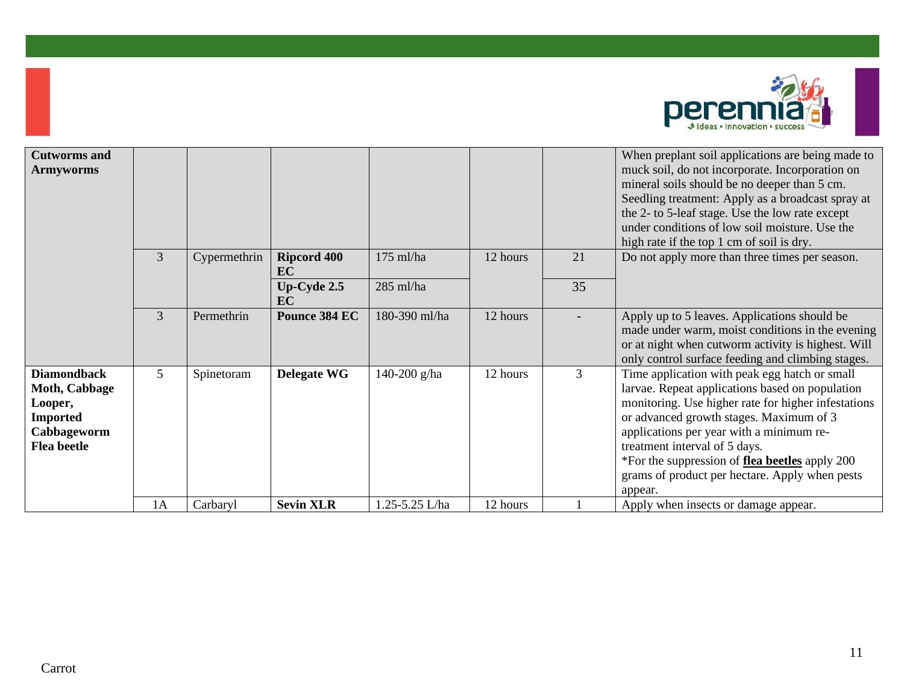| **Cutworms and Armyworms** | | | | | | | When preplant soil applications are being made to muck soil, do not incorporate. Incorporation on mineral soils should be no deeper than 5 cm. Seedling treatment: Apply as a broadcast spray at the 2- to 5-leaf stage. Use the low rate except under conditions of low soil moisture. Use the high rate if the top 1 cm of soil is dry. |
|---|---|---|---|---|---|---|---|
| | 3 | Cypermethrin | **Ripcord 400 EC** | 175 ml/ha | 12 hours | 21 | Do not apply more than three times per season. |
| | | | **Up-Cyde 2.5 EC** | 285 ml/ha | | 35 | |
| | 3 | Permethrin | **Pounce 384 EC** | 180-390 ml/ha | 12 hours | - | Apply up to 5 leaves. Applications should be made under warm, moist conditions in the evening or at night when cutworm activity is highest. Will only control surface feeding and climbing stages. |
| **Diamondback Moth, Cabbage Looper, Imported Cabbageworm Flea beetle** | 5 | Spinetoram | **Delegate WG** | 140-200 g/ha | 12 hours | 3 | Time application with peak egg hatch or small larvae. Repeat applications based on population monitoring. Use higher rate for higher infestations or advanced growth stages. Maximum of 3 applications per year with a minimum re-treatment interval of 5 days. *For the suppression of **flea beetles** apply 200 grams of product per hectare. Apply when pests appear. |
| | 1A | Carbaryl | **Sevin XLR** | 1.25-5.25 L/ha | 12 hours | 1 | Apply when insects or damage appear. |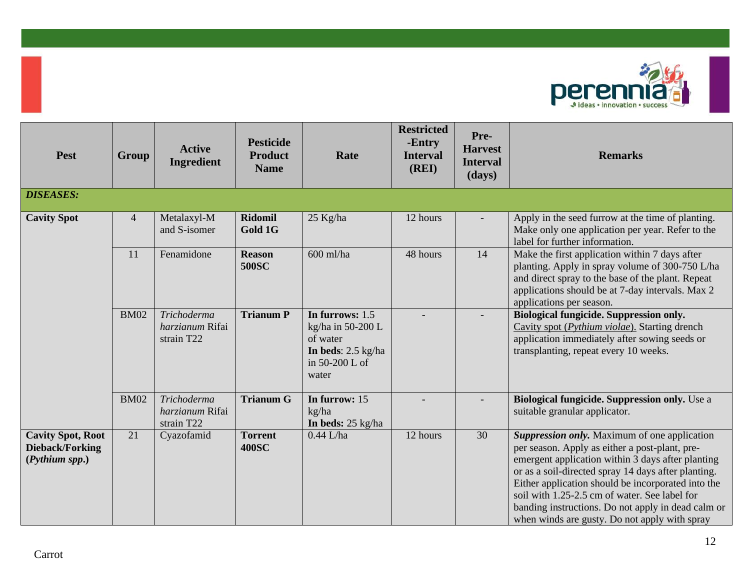| Pest | Group | Active Ingredient | Pesticide Product Name | Rate | Restricted -Entry Interval (REI) | Pre-Harvest Interval (days) | Remarks |
|---|---|---|---|---|---|---|---|
| ***DISEASES:*** | | | | | | | |
| **Cavity Spot** | 4 | Metalaxyl-M and S-isomer | **Ridomil Gold 1G** | 25 Kg/ha | 12 hours | - | Apply in the seed furrow at the time of planting. Make only one application per year. Refer to the label for further information. |
| | 11 | Fenamidone | **Reason 500SC** | 600 ml/ha | 48 hours | 14 | Make the first application within 7 days after planting. Apply in spray volume of 300-750 L/ha and direct spray to the base of the plant. Repeat applications should be at 7-day intervals. Max 2 applications per season. |
| | BM02 | *Trichoderma harzianum* Rifai strain T22 | **Trianum P** | **In furrows:** 1.5 kg/ha in 50-200 L of water **In beds**: 2.5 kg/ha in 50-200 L of water | - | - | **Biological fungicide. Suppression only.** Cavity spot (*Pythium violae*). Starting drench application immediately after sowing seeds or transplanting, repeat every 10 weeks. |
| | BM02 | *Trichoderma harzianum* Rifai strain T22 | **Trianum G** | **In furrow:** 15 kg/ha **In beds:** 25 kg/ha | - | - | **Biological fungicide. Suppression only.** Use a suitable granular applicator. |
| **Cavity Spot, Root Dieback/Forking (*Pythium spp*.)** | 21 | Cyazofamid | **Torrent 400SC** | 0.44 L/ha | 12 hours | 30 | ***Suppression only.*** Maximum of one application per season. Apply as either a post-plant, pre-emergent application within 3 days after planting or as a soil-directed spray 14 days after planting. Either application should be incorporated into the soil with 1.25-2.5 cm of water. See label for banding instructions. Do not apply in dead calm or when winds are gusty. Do not apply with spray |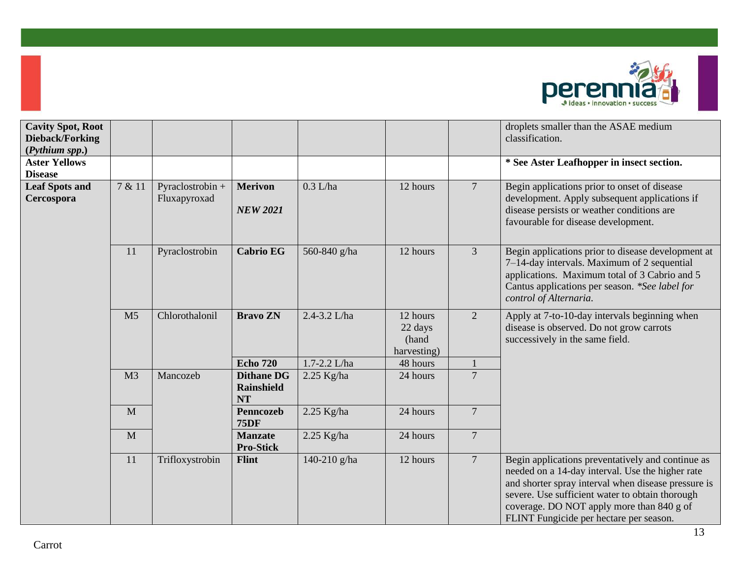| | | | | | | | |
|---|---|---|---|---|---|---|---|
| **Cavity Spot, Root Dieback/Forking (*Pythium spp.*)** | | | | | | | droplets smaller than the ASAE medium classification. |
| **Aster Yellows Disease** | | | | | | | **\* See Aster Leafhopper in insect section.** |
| **Leaf Spots and Cercospora** | 7 & 11 | Pyraclostrobin + Fluxapyroxad | **Merivon** ***NEW 2021*** | 0.3 L/ha | 12 hours | 7 | Begin applications prior to onset of disease development. Apply subsequent applications if disease persists or weather conditions are favourable for disease development. |
| | 11 | Pyraclostrobin | **Cabrio EG** | 560-840 g/ha | 12 hours | 3 | Begin applications prior to disease development at 7–14-day intervals. Maximum of 2 sequential applications. Maximum total of 3 Cabrio and 5 Cantus applications per season. *\*See label for control of Alternaria.* |
| | M5 | Chlorothalonil | **Bravo ZN** | 2.4-3.2 L/ha | 12 hours 22 days (hand harvesting) | 2 | Apply at 7-to-10-day intervals beginning when disease is observed. Do not grow carrots successively in the same field. |
| | | | **Echo 720** | 1.7-2.2 L/ha | 48 hours | 1 | |
| | M3 | Mancozeb | **Dithane DG Rainshield NT** | 2.25 Kg/ha | 24 hours | 7 | |
| | M | | **Penncozeb 75DF** | 2.25 Kg/ha | 24 hours | 7 | |
| | M | | **Manzate Pro-Stick** | 2.25 Kg/ha | 24 hours | 7 | |
| | 11 | Trifloxystrobin | **Flint** | 140-210 g/ha | 12 hours | 7 | Begin applications preventatively and continue as needed on a 14-day interval. Use the higher rate and shorter spray interval when disease pressure is severe. Use sufficient water to obtain thorough coverage. DO NOT apply more than 840 g of FLINT Fungicide per hectare per season. |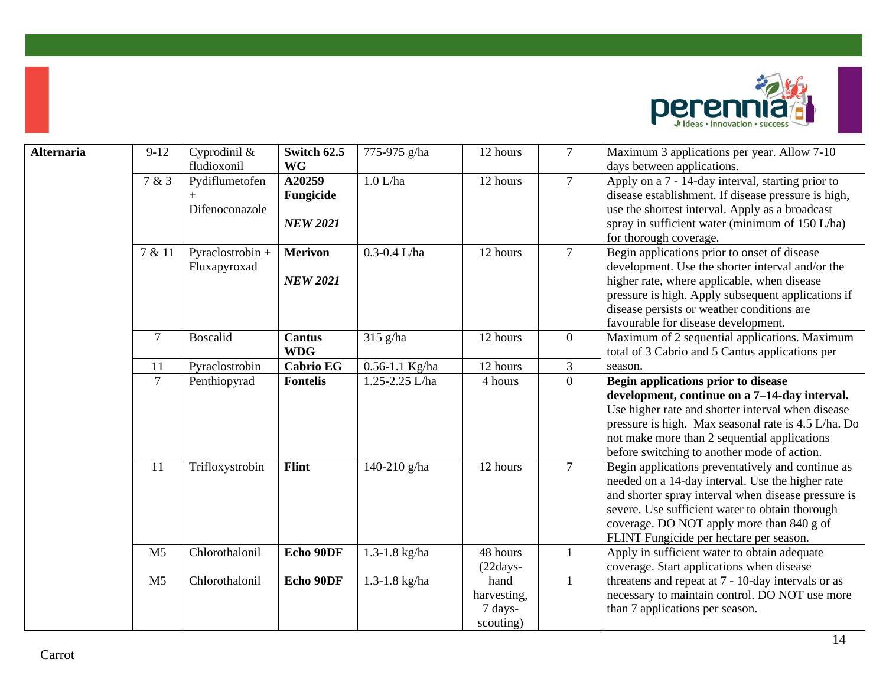| Alternaria | 9-12 | Cyprodinil & fludioxonil | **Switch 62.5 WG** | 775-975 g/ha | 12 hours | 7 | Maximum 3 applications per year. Allow 7-10 days between applications. |
|---|---|---|---|---|---|---|---|
| | 7 & 3 | Pydiflumetofen + Difenoconazole | **A20259 Fungicide** ***NEW 2021*** | 1.0 L/ha | 12 hours | 7 | Apply on a 7 - 14-day interval, starting prior to disease establishment. If disease pressure is high, use the shortest interval. Apply as a broadcast spray in sufficient water (minimum of 150 L/ha) for thorough coverage. |
| | 7 & 11 | Pyraclostrobin + Fluxapyroxad | **Merivon** ***NEW 2021*** | 0.3-0.4 L/ha | 12 hours | 7 | Begin applications prior to onset of disease development. Use the shorter interval and/or the higher rate, where applicable, when disease pressure is high. Apply subsequent applications if disease persists or weather conditions are favourable for disease development. |
| | 7 | Boscalid | **Cantus WDG** | 315 g/ha | 12 hours | 0 | Maximum of 2 sequential applications. Maximum total of 3 Cabrio and 5 Cantus applications per season. |
| | 11 | Pyraclostrobin | **Cabrio EG** | 0.56-1.1 Kg/ha | 12 hours | 3 | |
| | 7 | Penthiopyrad | **Fontelis** | 1.25-2.25 L/ha | 4 hours | 0 | **Begin applications prior to disease development, continue on a 7–14-day interval.** Use higher rate and shorter interval when disease pressure is high. Max seasonal rate is 4.5 L/ha. Do not make more than 2 sequential applications before switching to another mode of action. |
| | 11 | Trifloxystrobin | **Flint** | 140-210 g/ha | 12 hours | 7 | Begin applications preventatively and continue as needed on a 14-day interval. Use the higher rate and shorter spray interval when disease pressure is severe. Use sufficient water to obtain thorough coverage. DO NOT apply more than 840 g of FLINT Fungicide per hectare per season. |
| | M5<br><br>M5 | Chlorothalonil<br><br>Chlorothalonil | **Echo 90DF**<br><br>**Echo 90DF** | 1.3-1.8 kg/ha<br><br>1.3-1.8 kg/ha | 48 hours (22days-hand harvesting, 7 days-scouting) | 1<br><br>1 | Apply in sufficient water to obtain adequate coverage. Start applications when disease threatens and repeat at 7 - 10-day intervals or as necessary to maintain control. DO NOT use more than 7 applications per season. |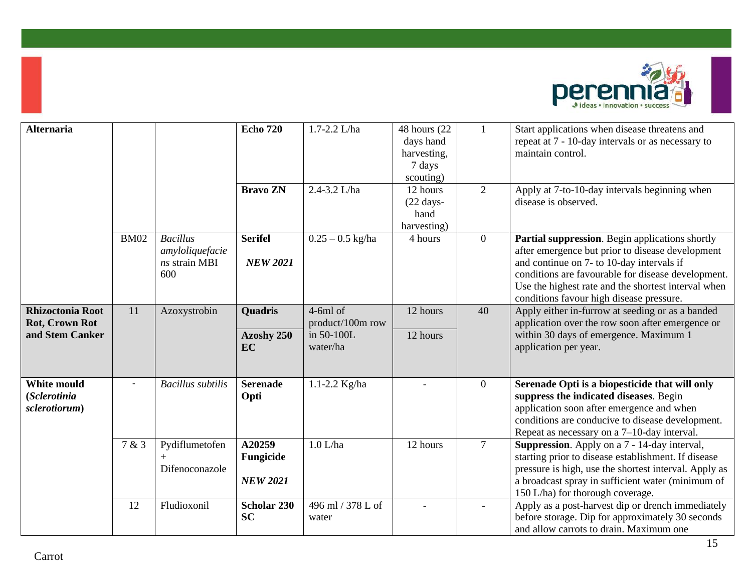| | | | | | | | |
|---|---|---|---|---|---|---|---|
| **Alternaria** | | | **Echo 720** | 1.7-2.2 L/ha | 48 hours (22 days hand harvesting, 7 days scouting) | 1 | Start applications when disease threatens and repeat at 7 - 10-day intervals or as necessary to maintain control. |
| | | | **Bravo ZN** | 2.4-3.2 L/ha | 12 hours (22 days- hand harvesting) | 2 | Apply at 7-to-10-day intervals beginning when disease is observed. |
| | BM02 | *Bacillus amyloliquefaciens* strain MBI 600 | **Serifel** ***NEW 2021*** | 0.25 – 0.5 kg/ha | 4 hours | 0 | **Partial suppression**. Begin applications shortly after emergence but prior to disease development and continue on 7- to 10-day intervals if conditions are favourable for disease development. Use the highest rate and the shortest interval when conditions favour high disease pressure. |
| **Rhizoctonia Root Rot, Crown Rot and Stem Canker** | 11 | Azoxystrobin | **Quadris** | 4-6ml of product/100m row in 50-100L water/ha | 12 hours | 40 | Apply either in-furrow at seeding or as a banded application over the row soon after emergence or within 30 days of emergence. Maximum 1 application per year. |
| | | | **Azoshy 250 EC** | | 12 hours | | |
| **White mould (*Sclerotinia sclerotiorum*)** | - | *Bacillus subtilis* | **Serenade Opti** | 1.1-2.2 Kg/ha | - | 0 | **Serenade Opti is a biopesticide that will only suppress the indicated diseases**. Begin application soon after emergence and when conditions are conducive to disease development. Repeat as necessary on a 7–10-day interval. |
| | 7 & 3 | Pydiflumetofen + Difenoconazole | **A20259 Fungicide** ***NEW 2021*** | 1.0 L/ha | 12 hours | 7 | **Suppression**. Apply on a 7 - 14-day interval, starting prior to disease establishment. If disease pressure is high, use the shortest interval. Apply as a broadcast spray in sufficient water (minimum of 150 L/ha) for thorough coverage. |
| | 12 | Fludioxonil | **Scholar 230 SC** | 496 ml / 378 L of water | - | - | Apply as a post-harvest dip or drench immediately before storage. Dip for approximately 30 seconds and allow carrots to drain. Maximum one |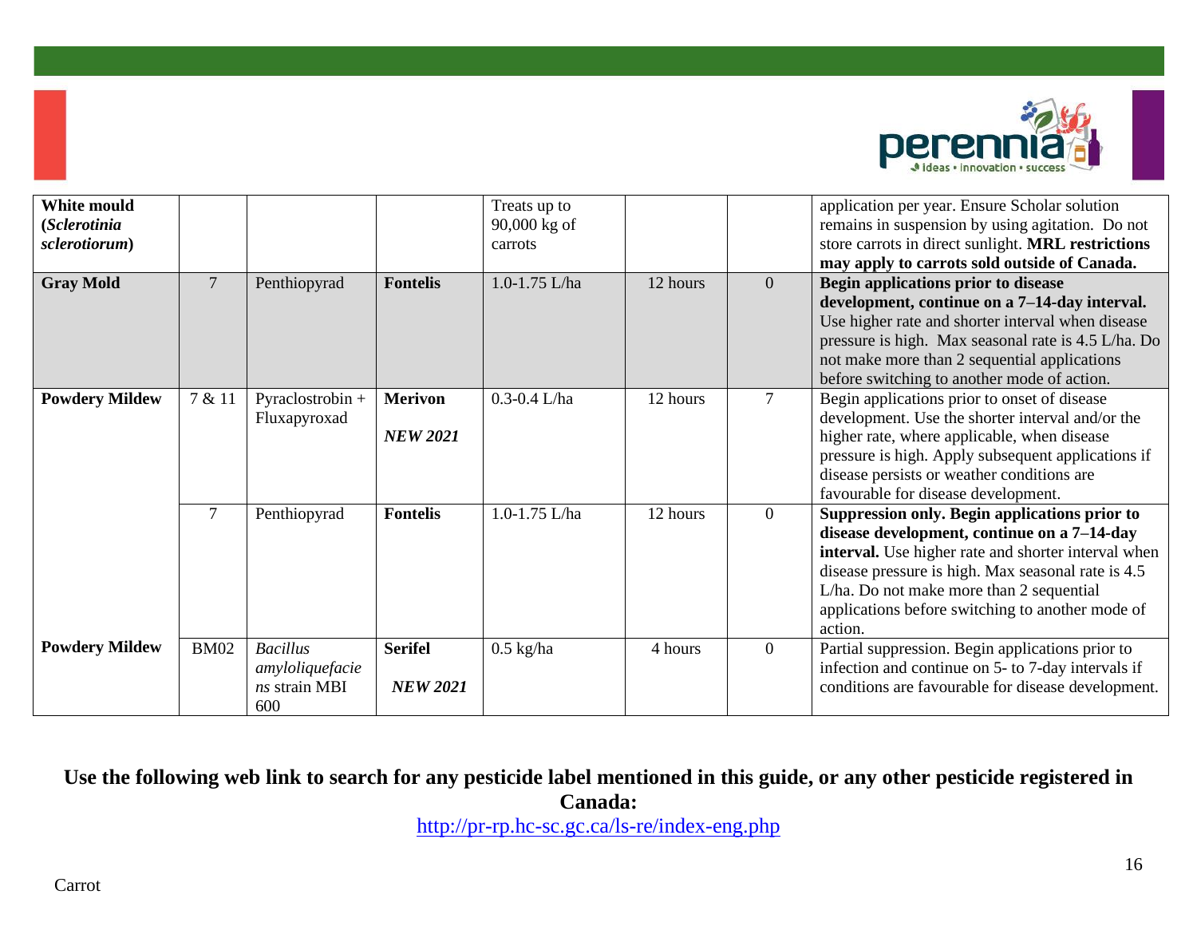| **White mould (*Sclerotinia sclerotiorum*)** | | | | Treats up to 90,000 kg of carrots | | | application per year. Ensure Scholar solution remains in suspension by using agitation. Do not store carrots in direct sunlight. **MRL restrictions may apply to carrots sold outside of Canada.** |
|---|---|---|---|---|---|---|---|
| **Gray Mold** | 7 | Penthiopyrad | **Fontelis** | 1.0-1.75 L/ha | 12 hours | 0 | **Begin applications prior to disease development, continue on a 7–14-day interval.** Use higher rate and shorter interval when disease pressure is high. Max seasonal rate is 4.5 L/ha. Do not make more than 2 sequential applications before switching to another mode of action. |
| **Powdery Mildew** | 7 & 11 | Pyraclostrobin + Fluxapyroxad | **Merivon** ***NEW 2021*** | 0.3-0.4 L/ha | 12 hours | 7 | Begin applications prior to onset of disease development. Use the shorter interval and/or the higher rate, where applicable, when disease pressure is high. Apply subsequent applications if disease persists or weather conditions are favourable for disease development. |
| | 7 | Penthiopyrad | **Fontelis** | 1.0-1.75 L/ha | 12 hours | 0 | **Suppression only. Begin applications prior to disease development, continue on a 7–14-day interval.** Use higher rate and shorter interval when disease pressure is high. Max seasonal rate is 4.5 L/ha. Do not make more than 2 sequential applications before switching to another mode of action. |
| **Powdery Mildew** | BM02 | *Bacillus amyloliquefaciens* strain MBI 600 | **Serifel** ***NEW 2021*** | 0.5 kg/ha | 4 hours | 0 | Partial suppression. Begin applications prior to infection and continue on 5- to 7-day intervals if conditions are favourable for disease development. |

**Use the following web link to search for any pesticide label mentioned in this guide, or any other pesticide registered in Canada:**

http://pr-rp.hc-sc.gc.ca/ls-re/index-eng.php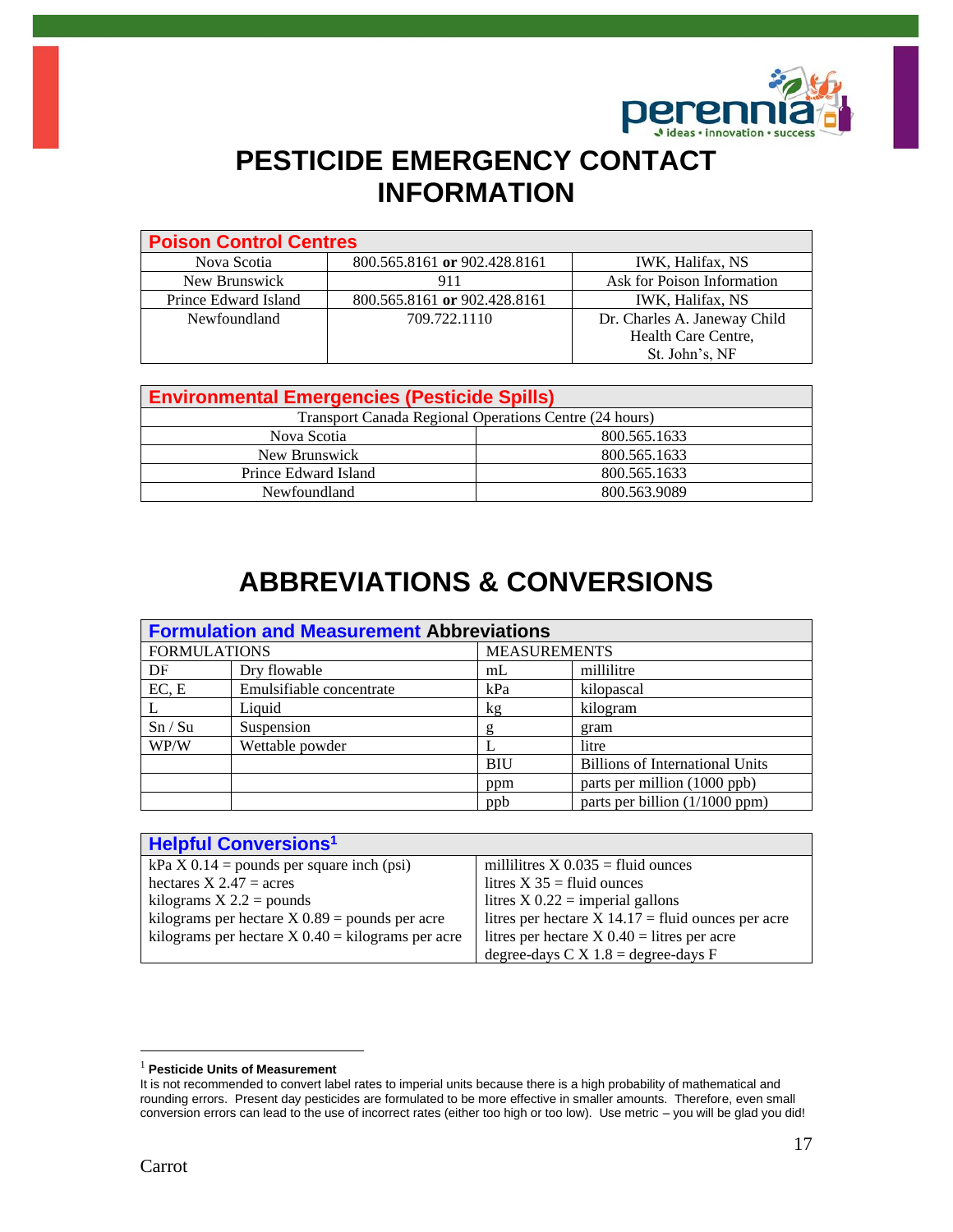# PESTICIDE EMERGENCY CONTACT INFORMATION

| Poison Control Centres | | |
|---|---|---|
| Nova Scotia | 800.565.8161 **or** 902.428.8161 | IWK, Halifax, NS |
| New Brunswick | 911 | Ask for Poison Information |
| Prince Edward Island | 800.565.8161 **or** 902.428.8161 | IWK, Halifax, NS |
| Newfoundland | 709.722.1110 | Dr. Charles A. Janeway Child Health Care Centre, St. John's, NF |

| Environmental Emergencies (Pesticide Spills) | |
|---|---|
| Transport Canada Regional Operations Centre (24 hours) | |
| Nova Scotia | 800.565.1633 |
| New Brunswick | 800.565.1633 |
| Prince Edward Island | 800.565.1633 |
| Newfoundland | 800.563.9089 |

# ABBREVIATIONS & CONVERSIONS

| Formulation and Measurement Abbreviations | | | |
|---|---|---|---|
| FORMULATIONS | | MEASUREMENTS | |
| DF | Dry flowable | mL | millilitre |
| EC, E | Emulsifiable concentrate | kPa | kilopascal |
| L | Liquid | kg | kilogram |
| Sn / Su | Suspension | g | gram |
| WP/W | Wettable powder | L | litre |
| | | BIU | Billions of International Units |
| | | ppm | parts per million (1000 ppb) |
| | | ppb | parts per billion (1/1000 ppm) |

| Helpful Conversions[1] | |
|---|---|
| kPa X 0.14 = pounds per square inch (psi) | millilitres X 0.035 = fluid ounces |
| hectares X 2.47 = acres | litres X 35 = fluid ounces |
| kilograms X 2.2 = pounds | litres X 0.22 = imperial gallons |
| kilograms per hectare X 0.89 = pounds per acre | litres per hectare X 14.17 = fluid ounces per acre |
| kilograms per hectare X 0.40 = kilograms per acre | litres per hectare X 0.40 = litres per acre |
| | degree-days C X 1.8 = degree-days F |

[1] **Pesticide Units of Measurement**
It is not recommended to convert label rates to imperial units because there is a high probability of mathematical and rounding errors. Present day pesticides are formulated to be more effective in smaller amounts. Therefore, even small conversion errors can lead to the use of incorrect rates (either too high or too low). Use metric – you will be glad you did!